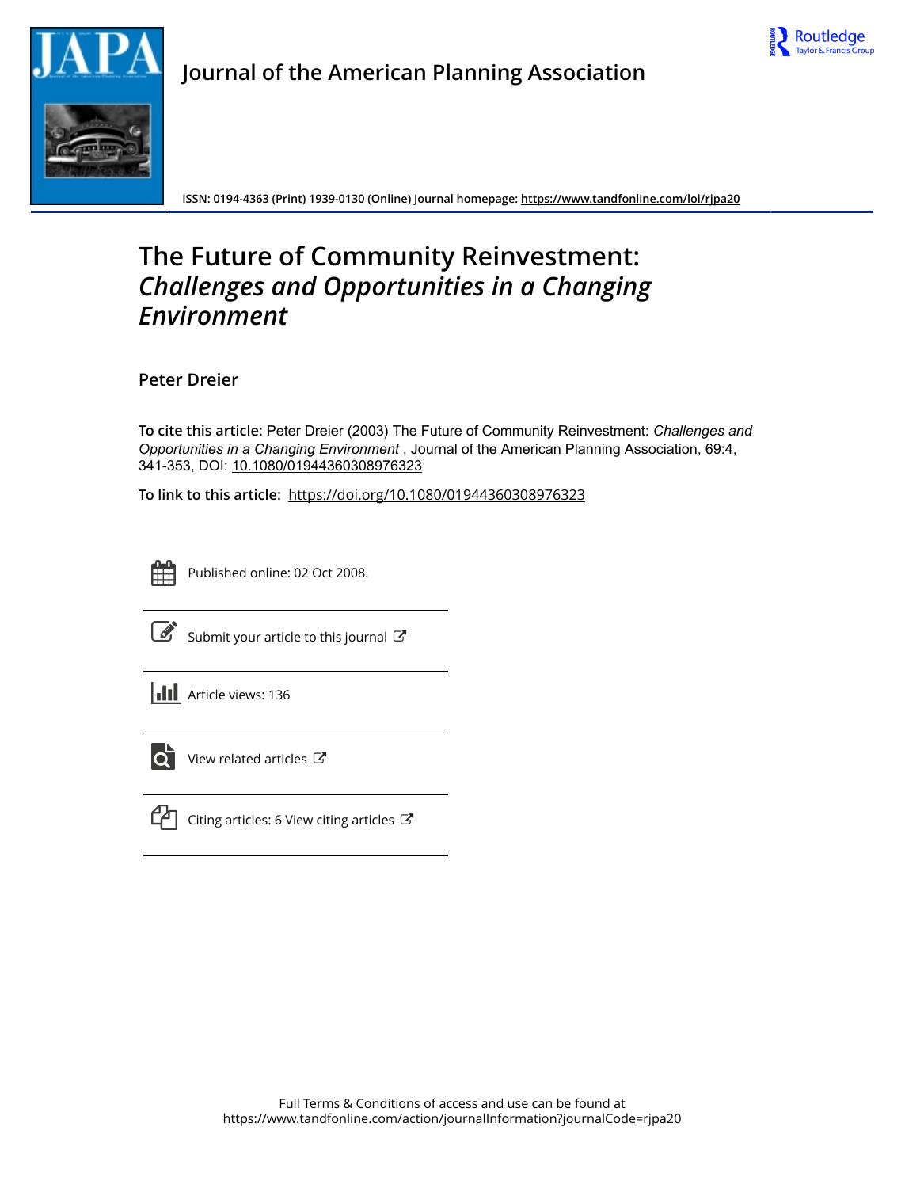Journal of the American Planning Association

ISSN: 0194-4363 (Print) 1939-0130 (Online) Journal homepage: https://www.tandfonline.com/loi/rjpa20

# The Future of Community Reinvestment: *Challenges and Opportunities in a Changing Environment*

**Peter Dreier**

**To cite this article:** Peter Dreier (2003) The Future of Community Reinvestment: *Challenges and Opportunities in a Changing Environment* , Journal of the American Planning Association, 69:4, 341-353, DOI: 10.1080/01944360308976323

**To link to this article:** https://doi.org/10.1080/01944360308976323

Published online: 02 Oct 2008.

Submit your article to this journal

Article views: 136

View related articles

Citing articles: 6 View citing articles

Full Terms & Conditions of access and use can be found at
https://www.tandfonline.com/action/journalInformation?journalCode=rjpa20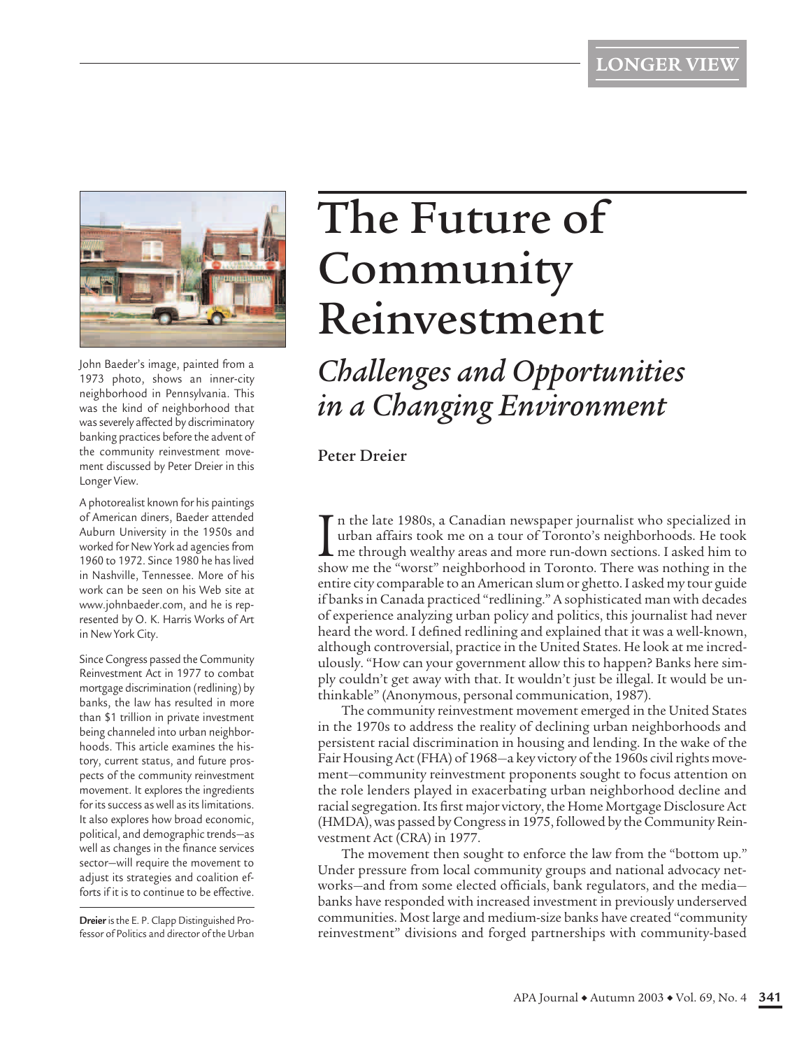# The Future of Community Reinvestment

## *Challenges and Opportunities in a Changing Environment*

**Peter Dreier**

John Baeder's image, painted from a 1973 photo, shows an inner-city neighborhood in Pennsylvania. This was the kind of neighborhood that was severely affected by discriminatory banking practices before the advent of the community reinvestment movement discussed by Peter Dreier in this Longer View.

A photorealist known for his paintings of American diners, Baeder attended Auburn University in the 1950s and worked for New York ad agencies from 1960 to 1972. Since 1980 he has lived in Nashville, Tennessee. More of his work can be seen on his Web site at www.johnbaeder.com, and he is represented by O. K. Harris Works of Art in New York City.

Since Congress passed the Community Reinvestment Act in 1977 to combat mortgage discrimination (redlining) by banks, the law has resulted in more than $1 trillion in private investment being channeled into urban neighborhoods. This article examines the history, current status, and future prospects of the community reinvestment movement. It explores the ingredients for its success as well as its limitations. It also explores how broad economic, political, and demographic trends—as well as changes in the finance services sector—will require the movement to adjust its strategies and coalition efforts if it is to continue to be effective.

**Dreier** is the E. P. Clapp Distinguished Professor of Politics and director of the Urban

In the late 1980s, a Canadian newspaper journalist who specialized in urban affairs took me on a tour of Toronto's neighborhoods. He took me through wealthy areas and more run-down sections. I asked him to show me the "worst" neighborhood in Toronto. There was nothing in the entire city comparable to an American slum or ghetto. I asked my tour guide if banks in Canada practiced "redlining." A sophisticated man with decades of experience analyzing urban policy and politics, this journalist had never heard the word. I defined redlining and explained that it was a well-known, although controversial, practice in the United States. He look at me incredulously. "How can your government allow this to happen? Banks here simply couldn't get away with that. It wouldn't just be illegal. It would be unthinkable" (Anonymous, personal communication, 1987).

The community reinvestment movement emerged in the United States in the 1970s to address the reality of declining urban neighborhoods and persistent racial discrimination in housing and lending. In the wake of the Fair Housing Act (FHA) of 1968—a key victory of the 1960s civil rights movement—community reinvestment proponents sought to focus attention on the role lenders played in exacerbating urban neighborhood decline and racial segregation. Its first major victory, the Home Mortgage Disclosure Act (HMDA), was passed by Congress in 1975, followed by the Community Reinvestment Act (CRA) in 1977.

The movement then sought to enforce the law from the "bottom up." Under pressure from local community groups and national advocacy networks—and from some elected officials, bank regulators, and the media—banks have responded with increased investment in previously underserved communities. Most large and medium-size banks have created "community reinvestment" divisions and forged partnerships with community-based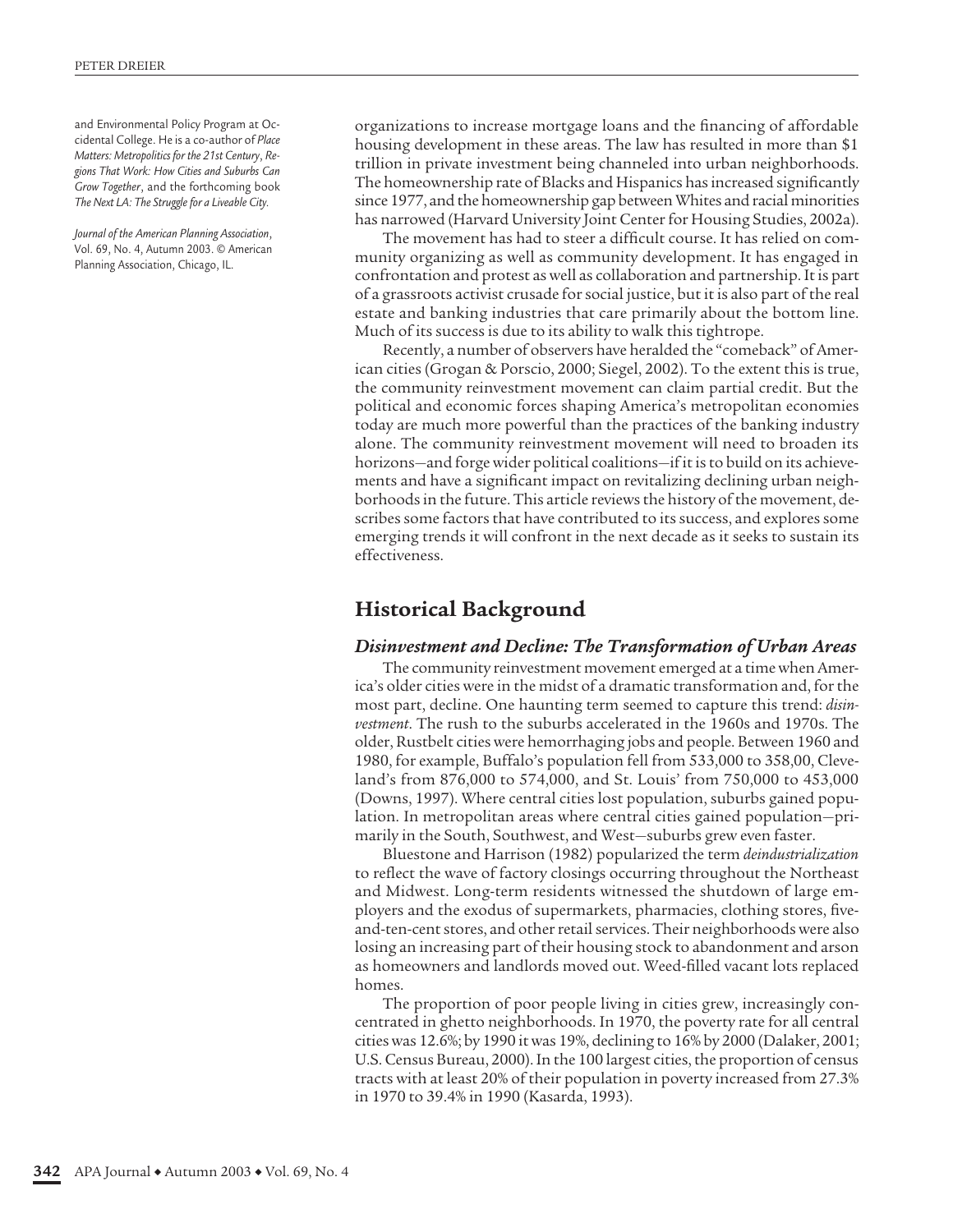and Environmental Policy Program at Occidental College. He is a co-author of *Place Matters: Metropolitics for the 21st Century*, *Regions That Work: How Cities and Suburbs Can Grow Together*, and the forthcoming book *The Next LA: The Struggle for a Liveable City.*

*Journal of the American Planning Association*, Vol. 69, No. 4, Autumn 2003. © American Planning Association, Chicago, IL.

organizations to increase mortgage loans and the financing of affordable housing development in these areas. The law has resulted in more than $1 trillion in private investment being channeled into urban neighborhoods. The homeownership rate of Blacks and Hispanics has increased significantly since 1977, and the homeownership gap between Whites and racial minorities has narrowed (Harvard University Joint Center for Housing Studies, 2002a).

The movement has had to steer a difficult course. It has relied on community organizing as well as community development. It has engaged in confrontation and protest as well as collaboration and partnership. It is part of a grassroots activist crusade for social justice, but it is also part of the real estate and banking industries that care primarily about the bottom line. Much of its success is due to its ability to walk this tightrope.

Recently, a number of observers have heralded the "comeback" of American cities (Grogan & Porscio, 2000; Siegel, 2002). To the extent this is true, the community reinvestment movement can claim partial credit. But the political and economic forces shaping America's metropolitan economies today are much more powerful than the practices of the banking industry alone. The community reinvestment movement will need to broaden its horizons—and forge wider political coalitions—if it is to build on its achievements and have a significant impact on revitalizing declining urban neighborhoods in the future. This article reviews the history of the movement, describes some factors that have contributed to its success, and explores some emerging trends it will confront in the next decade as it seeks to sustain its effectiveness.

## Historical Background

### *Disinvestment and Decline: The Transformation of Urban Areas*

The community reinvestment movement emerged at a time when America's older cities were in the midst of a dramatic transformation and, for the most part, decline. One haunting term seemed to capture this trend: *disinvestment*. The rush to the suburbs accelerated in the 1960s and 1970s. The older, Rustbelt cities were hemorrhaging jobs and people. Between 1960 and 1980, for example, Buffalo's population fell from 533,000 to 358,00, Cleveland's from 876,000 to 574,000, and St. Louis' from 750,000 to 453,000 (Downs, 1997). Where central cities lost population, suburbs gained population. In metropolitan areas where central cities gained population—primarily in the South, Southwest, and West—suburbs grew even faster.

Bluestone and Harrison (1982) popularized the term *deindustrialization* to reflect the wave of factory closings occurring throughout the Northeast and Midwest. Long-term residents witnessed the shutdown of large employers and the exodus of supermarkets, pharmacies, clothing stores, five-and-ten-cent stores, and other retail services. Their neighborhoods were also losing an increasing part of their housing stock to abandonment and arson as homeowners and landlords moved out. Weed-filled vacant lots replaced homes.

The proportion of poor people living in cities grew, increasingly concentrated in ghetto neighborhoods. In 1970, the poverty rate for all central cities was 12.6%; by 1990 it was 19%, declining to 16% by 2000 (Dalaker, 2001; U.S. Census Bureau, 2000). In the 100 largest cities, the proportion of census tracts with at least 20% of their population in poverty increased from 27.3% in 1970 to 39.4% in 1990 (Kasarda, 1993).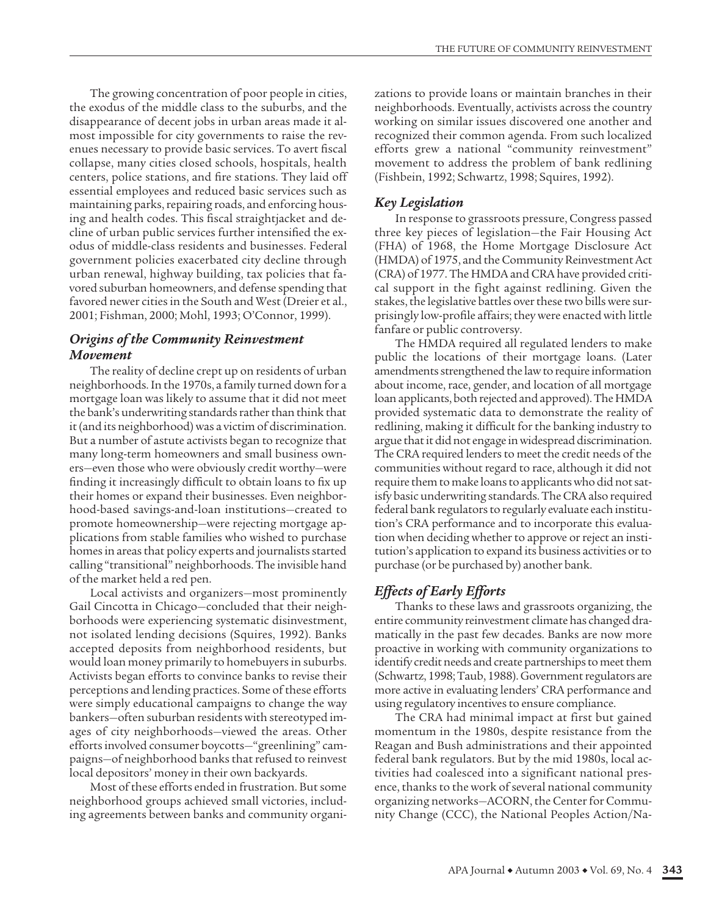The growing concentration of poor people in cities, the exodus of the middle class to the suburbs, and the disappearance of decent jobs in urban areas made it almost impossible for city governments to raise the revenues necessary to provide basic services. To avert fiscal collapse, many cities closed schools, hospitals, health centers, police stations, and fire stations. They laid off essential employees and reduced basic services such as maintaining parks, repairing roads, and enforcing housing and health codes. This fiscal straightjacket and decline of urban public services further intensified the exodus of middle-class residents and businesses. Federal government policies exacerbated city decline through urban renewal, highway building, tax policies that favored suburban homeowners, and defense spending that favored newer cities in the South and West (Dreier et al., 2001; Fishman, 2000; Mohl, 1993; O'Connor, 1999).

### *Origins of the Community Reinvestment Movement*

The reality of decline crept up on residents of urban neighborhoods. In the 1970s, a family turned down for a mortgage loan was likely to assume that it did not meet the bank's underwriting standards rather than think that it (and its neighborhood) was a victim of discrimination. But a number of astute activists began to recognize that many long-term homeowners and small business owners—even those who were obviously credit worthy—were finding it increasingly difficult to obtain loans to fix up their homes or expand their businesses. Even neighborhood-based savings-and-loan institutions—created to promote homeownership—were rejecting mortgage applications from stable families who wished to purchase homes in areas that policy experts and journalists started calling "transitional" neighborhoods. The invisible hand of the market held a red pen.

Local activists and organizers—most prominently Gail Cincotta in Chicago—concluded that their neighborhoods were experiencing systematic disinvestment, not isolated lending decisions (Squires, 1992). Banks accepted deposits from neighborhood residents, but would loan money primarily to homebuyers in suburbs. Activists began efforts to convince banks to revise their perceptions and lending practices. Some of these efforts were simply educational campaigns to change the way bankers—often suburban residents with stereotyped images of city neighborhoods—viewed the areas. Other efforts involved consumer boycotts—"greenlining" campaigns—of neighborhood banks that refused to reinvest local depositors' money in their own backyards.

Most of these efforts ended in frustration. But some neighborhood groups achieved small victories, including agreements between banks and community organizations to provide loans or maintain branches in their neighborhoods. Eventually, activists across the country working on similar issues discovered one another and recognized their common agenda. From such localized efforts grew a national "community reinvestment" movement to address the problem of bank redlining (Fishbein, 1992; Schwartz, 1998; Squires, 1992).

### *Key Legislation*

In response to grassroots pressure, Congress passed three key pieces of legislation—the Fair Housing Act (FHA) of 1968, the Home Mortgage Disclosure Act (HMDA) of 1975, and the Community Reinvestment Act (CRA) of 1977. The HMDA and CRA have provided critical support in the fight against redlining. Given the stakes, the legislative battles over these two bills were surprisingly low-profile affairs; they were enacted with little fanfare or public controversy.

The HMDA required all regulated lenders to make public the locations of their mortgage loans. (Later amendments strengthened the law to require information about income, race, gender, and location of all mortgage loan applicants, both rejected and approved). The HMDA provided systematic data to demonstrate the reality of redlining, making it difficult for the banking industry to argue that it did not engage in widespread discrimination. The CRA required lenders to meet the credit needs of the communities without regard to race, although it did not require them to make loans to applicants who did not satisfy basic underwriting standards. The CRA also required federal bank regulators to regularly evaluate each institution's CRA performance and to incorporate this evaluation when deciding whether to approve or reject an institution's application to expand its business activities or to purchase (or be purchased by) another bank.

### *Effects of Early Efforts*

Thanks to these laws and grassroots organizing, the entire community reinvestment climate has changed dramatically in the past few decades. Banks are now more proactive in working with community organizations to identify credit needs and create partnerships to meet them (Schwartz, 1998; Taub, 1988). Government regulators are more active in evaluating lenders' CRA performance and using regulatory incentives to ensure compliance.

The CRA had minimal impact at first but gained momentum in the 1980s, despite resistance from the Reagan and Bush administrations and their appointed federal bank regulators. But by the mid 1980s, local activities had coalesced into a significant national presence, thanks to the work of several national community organizing networks—ACORN, the Center for Community Change (CCC), the National Peoples Action/Na-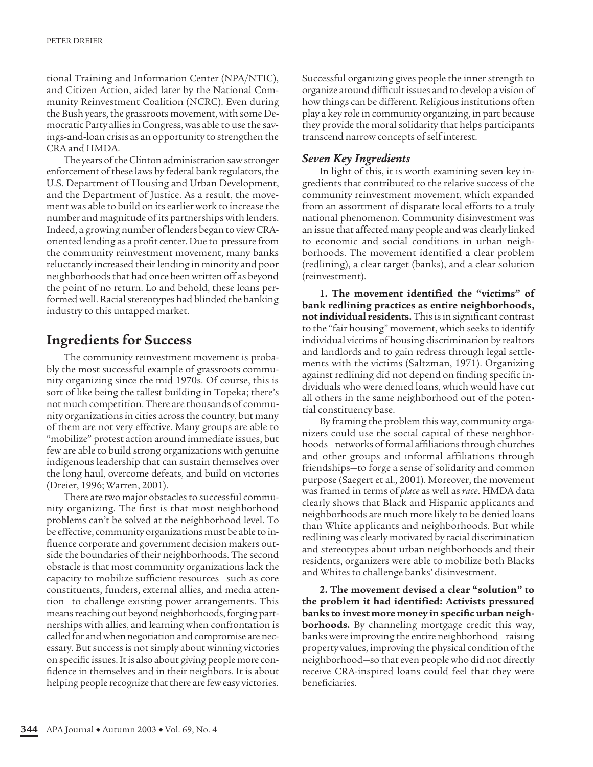tional Training and Information Center (NPA/NTIC), and Citizen Action, aided later by the National Community Reinvestment Coalition (NCRC). Even during the Bush years, the grassroots movement, with some Democratic Party allies in Congress, was able to use the savings-and-loan crisis as an opportunity to strengthen the CRA and HMDA.

The years of the Clinton administration saw stronger enforcement of these laws by federal bank regulators, the U.S. Department of Housing and Urban Development, and the Department of Justice. As a result, the movement was able to build on its earlier work to increase the number and magnitude of its partnerships with lenders. Indeed, a growing number of lenders began to view CRA-oriented lending as a profit center. Due to pressure from the community reinvestment movement, many banks reluctantly increased their lending in minority and poor neighborhoods that had once been written off as beyond the point of no return. Lo and behold, these loans performed well. Racial stereotypes had blinded the banking industry to this untapped market.

## Ingredients for Success

The community reinvestment movement is probably the most successful example of grassroots community organizing since the mid 1970s. Of course, this is sort of like being the tallest building in Topeka; there's not much competition. There are thousands of community organizations in cities across the country, but many of them are not very effective. Many groups are able to "mobilize" protest action around immediate issues, but few are able to build strong organizations with genuine indigenous leadership that can sustain themselves over the long haul, overcome defeats, and build on victories (Dreier, 1996; Warren, 2001).

There are two major obstacles to successful community organizing. The first is that most neighborhood problems can't be solved at the neighborhood level. To be effective, community organizations must be able to influence corporate and government decision makers outside the boundaries of their neighborhoods. The second obstacle is that most community organizations lack the capacity to mobilize sufficient resources—such as core constituents, funders, external allies, and media attention—to challenge existing power arrangements. This means reaching out beyond neighborhoods, forging partnerships with allies, and learning when confrontation is called for and when negotiation and compromise are necessary. But success is not simply about winning victories on specific issues. It is also about giving people more confidence in themselves and in their neighbors. It is about helping people recognize that there are few easy victories. Successful organizing gives people the inner strength to organize around difficult issues and to develop a vision of how things can be different. Religious institutions often play a key role in community organizing, in part because they provide the moral solidarity that helps participants transcend narrow concepts of self interest.

### *Seven Key Ingredients*

In light of this, it is worth examining seven key ingredients that contributed to the relative success of the community reinvestment movement, which expanded from an assortment of disparate local efforts to a truly national phenomenon. Community disinvestment was an issue that affected many people and was clearly linked to economic and social conditions in urban neighborhoods. The movement identified a clear problem (redlining), a clear target (banks), and a clear solution (reinvestment).

**1. The movement identified the "victims" of bank redlining practices as entire neighborhoods, not individual residents.** This is in significant contrast to the "fair housing" movement, which seeks to identify individual victims of housing discrimination by realtors and landlords and to gain redress through legal settlements with the victims (Saltzman, 1971). Organizing against redlining did not depend on finding specific individuals who were denied loans, which would have cut all others in the same neighborhood out of the potential constituency base.

By framing the problem this way, community organizers could use the social capital of these neighborhoods—networks of formal affiliations through churches and other groups and informal affiliations through friendships—to forge a sense of solidarity and common purpose (Saegert et al., 2001). Moreover, the movement was framed in terms of *place* as well as *race*. HMDA data clearly shows that Black and Hispanic applicants and neighborhoods are much more likely to be denied loans than White applicants and neighborhoods. But while redlining was clearly motivated by racial discrimination and stereotypes about urban neighborhoods and their residents, organizers were able to mobilize both Blacks and Whites to challenge banks' disinvestment.

**2. The movement devised a clear "solution" to the problem it had identified: Activists pressured banks to invest more money in specific urban neighborhoods.** By channeling mortgage credit this way, banks were improving the entire neighborhood—raising property values, improving the physical condition of the neighborhood—so that even people who did not directly receive CRA-inspired loans could feel that they were beneficiaries.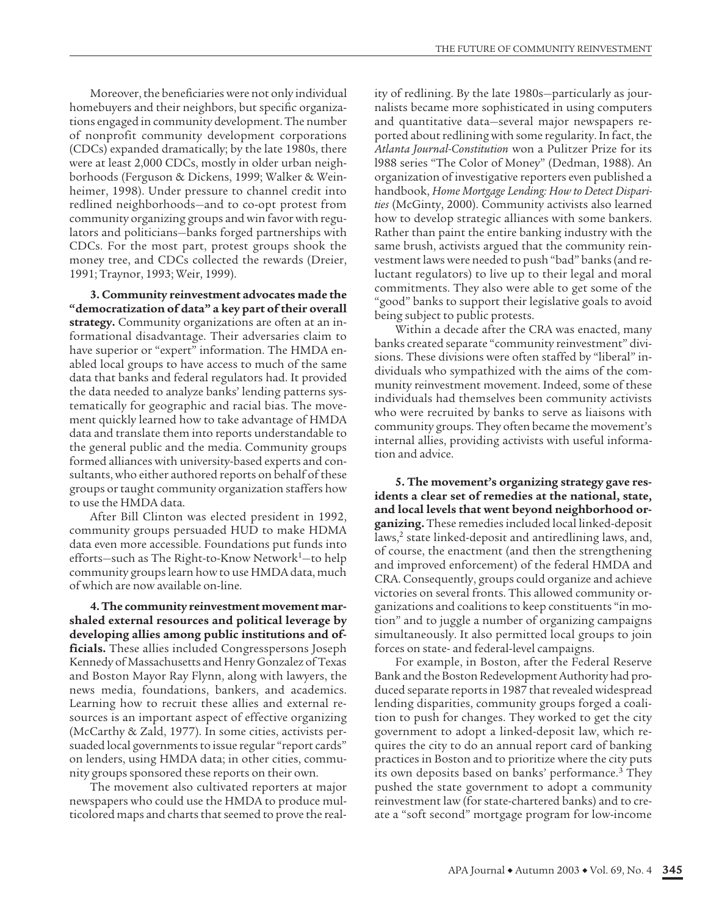Moreover, the beneficiaries were not only individual homebuyers and their neighbors, but specific organizations engaged in community development. The number of nonprofit community development corporations (CDCs) expanded dramatically; by the late 1980s, there were at least 2,000 CDCs, mostly in older urban neighborhoods (Ferguson & Dickens, 1999; Walker & Weinheimer, 1998). Under pressure to channel credit into redlined neighborhoods—and to co-opt protest from community organizing groups and win favor with regulators and politicians—banks forged partnerships with CDCs. For the most part, protest groups shook the money tree, and CDCs collected the rewards (Dreier, 1991; Traynor, 1993; Weir, 1999).

**3. Community reinvestment advocates made the "democratization of data" a key part of their overall strategy.** Community organizations are often at an informational disadvantage. Their adversaries claim to have superior or "expert" information. The HMDA enabled local groups to have access to much of the same data that banks and federal regulators had. It provided the data needed to analyze banks' lending patterns systematically for geographic and racial bias. The movement quickly learned how to take advantage of HMDA data and translate them into reports understandable to the general public and the media. Community groups formed alliances with university-based experts and consultants, who either authored reports on behalf of these groups or taught community organization staffers how to use the HMDA data.

After Bill Clinton was elected president in 1992, community groups persuaded HUD to make HDMA data even more accessible. Foundations put funds into efforts—such as The Right-to-Know Network[1]—to help community groups learn how to use HMDA data, much of which are now available on-line.

**4. The community reinvestment movement marshaled external resources and political leverage by developing allies among public institutions and officials.** These allies included Congresspersons Joseph Kennedy of Massachusetts and Henry Gonzalez of Texas and Boston Mayor Ray Flynn, along with lawyers, the news media, foundations, bankers, and academics. Learning how to recruit these allies and external resources is an important aspect of effective organizing (McCarthy & Zald, 1977). In some cities, activists persuaded local governments to issue regular "report cards" on lenders, using HMDA data; in other cities, community groups sponsored these reports on their own.

The movement also cultivated reporters at major newspapers who could use the HMDA to produce multicolored maps and charts that seemed to prove the reality of redlining. By the late 1980s—particularly as journalists became more sophisticated in using computers and quantitative data—several major newspapers reported about redlining with some regularity. In fact, the *Atlanta Journal-Constitution* won a Pulitzer Prize for its l988 series "The Color of Money" (Dedman, 1988). An organization of investigative reporters even published a handbook, *Home Mortgage Lending: How to Detect Disparities* (McGinty, 2000). Community activists also learned how to develop strategic alliances with some bankers. Rather than paint the entire banking industry with the same brush, activists argued that the community reinvestment laws were needed to push "bad" banks (and reluctant regulators) to live up to their legal and moral commitments. They also were able to get some of the "good" banks to support their legislative goals to avoid being subject to public protests.

Within a decade after the CRA was enacted, many banks created separate "community reinvestment" divisions. These divisions were often staffed by "liberal" individuals who sympathized with the aims of the community reinvestment movement. Indeed, some of these individuals had themselves been community activists who were recruited by banks to serve as liaisons with community groups. They often became the movement's internal allies, providing activists with useful information and advice.

**5. The movement's organizing strategy gave residents a clear set of remedies at the national, state, and local levels that went beyond neighborhood organizing.** These remedies included local linked-deposit laws,[2] state linked-deposit and antiredlining laws, and, of course, the enactment (and then the strengthening and improved enforcement) of the federal HMDA and CRA. Consequently, groups could organize and achieve victories on several fronts. This allowed community organizations and coalitions to keep constituents "in motion" and to juggle a number of organizing campaigns simultaneously. It also permitted local groups to join forces on state- and federal-level campaigns.

For example, in Boston, after the Federal Reserve Bank and the Boston Redevelopment Authority had produced separate reports in 1987 that revealed widespread lending disparities, community groups forged a coalition to push for changes. They worked to get the city government to adopt a linked-deposit law, which requires the city to do an annual report card of banking practices in Boston and to prioritize where the city puts its own deposits based on banks' performance.[3] They pushed the state government to adopt a community reinvestment law (for state-chartered banks) and to create a "soft second" mortgage program for low-income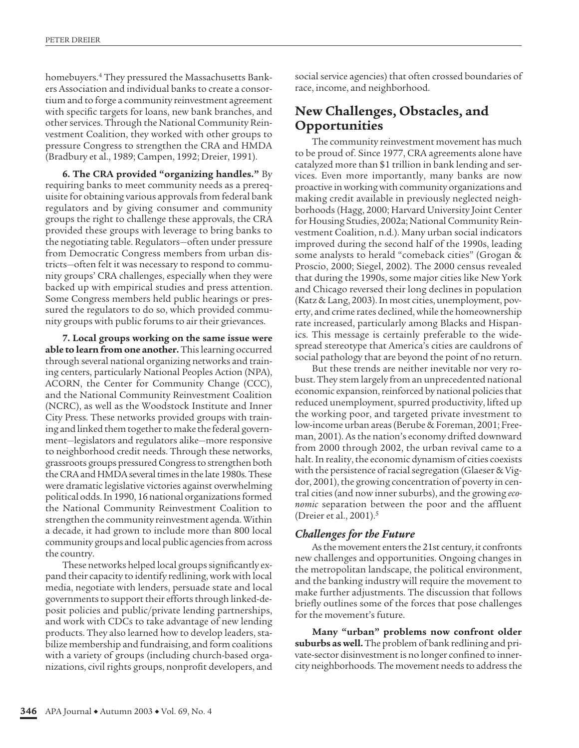homebuyers.[4] They pressured the Massachusetts Bankers Association and individual banks to create a consortium and to forge a community reinvestment agreement with specific targets for loans, new bank branches, and other services. Through the National Community Reinvestment Coalition, they worked with other groups to pressure Congress to strengthen the CRA and HMDA (Bradbury et al., 1989; Campen, 1992; Dreier, 1991).

**6. The CRA provided "organizing handles."** By requiring banks to meet community needs as a prerequisite for obtaining various approvals from federal bank regulators and by giving consumer and community groups the right to challenge these approvals, the CRA provided these groups with leverage to bring banks to the negotiating table. Regulators—often under pressure from Democratic Congress members from urban districts—often felt it was necessary to respond to community groups' CRA challenges, especially when they were backed up with empirical studies and press attention. Some Congress members held public hearings or pressured the regulators to do so, which provided community groups with public forums to air their grievances.

**7. Local groups working on the same issue were able to learn from one another.** This learning occurred through several national organizing networks and training centers, particularly National Peoples Action (NPA), ACORN, the Center for Community Change (CCC), and the National Community Reinvestment Coalition (NCRC), as well as the Woodstock Institute and Inner City Press. These networks provided groups with training and linked them together to make the federal government—legislators and regulators alike—more responsive to neighborhood credit needs. Through these networks, grassroots groups pressured Congress to strengthen both the CRA and HMDA several times in the late 1980s. These were dramatic legislative victories against overwhelming political odds. In 1990, 16 national organizations formed the National Community Reinvestment Coalition to strengthen the community reinvestment agenda. Within a decade, it had grown to include more than 800 local community groups and local public agencies from across the country.

These networks helped local groups significantly expand their capacity to identify redlining, work with local media, negotiate with lenders, persuade state and local governments to support their efforts through linked-deposit policies and public/private lending partnerships, and work with CDCs to take advantage of new lending products. They also learned how to develop leaders, stabilize membership and fundraising, and form coalitions with a variety of groups (including church-based organizations, civil rights groups, nonprofit developers, and social service agencies) that often crossed boundaries of race, income, and neighborhood.

## New Challenges, Obstacles, and Opportunities

The community reinvestment movement has much to be proud of. Since 1977, CRA agreements alone have catalyzed more than $1 trillion in bank lending and services. Even more importantly, many banks are now proactive in working with community organizations and making credit available in previously neglected neighborhoods (Hagg, 2000; Harvard University Joint Center for Housing Studies, 2002a; National Community Reinvestment Coalition, n.d.). Many urban social indicators improved during the second half of the 1990s, leading some analysts to herald "comeback cities" (Grogan & Proscio, 2000; Siegel, 2002). The 2000 census revealed that during the 1990s, some major cities like New York and Chicago reversed their long declines in population (Katz & Lang, 2003). In most cities, unemployment, poverty, and crime rates declined, while the homeownership rate increased, particularly among Blacks and Hispanics. This message is certainly preferable to the widespread stereotype that America's cities are cauldrons of social pathology that are beyond the point of no return.

But these trends are neither inevitable nor very robust. They stem largely from an unprecedented national economic expansion, reinforced by national policies that reduced unemployment, spurred productivity, lifted up the working poor, and targeted private investment to low-income urban areas (Berube & Foreman, 2001; Freeman, 2001). As the nation's economy drifted downward from 2000 through 2002, the urban revival came to a halt. In reality, the economic dynamism of cities coexists with the persistence of racial segregation (Glaeser & Vigdor, 2001), the growing concentration of poverty in central cities (and now inner suburbs), and the growing *economic* separation between the poor and the affluent (Dreier et al., 2001).[5]

### Challenges for the Future

As the movement enters the 21st century, it confronts new challenges and opportunities. Ongoing changes in the metropolitan landscape, the political environment, and the banking industry will require the movement to make further adjustments. The discussion that follows briefly outlines some of the forces that pose challenges for the movement's future.

**Many "urban" problems now confront older suburbs as well.** The problem of bank redlining and private-sector disinvestment is no longer confined to inner-city neighborhoods. The movement needs to address the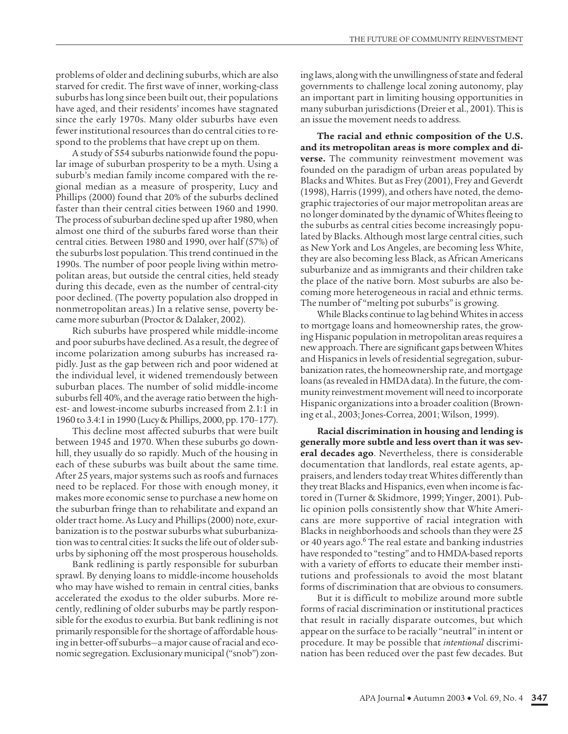problems of older and declining suburbs, which are also starved for credit. The first wave of inner, working-class suburbs has long since been built out, their populations have aged, and their residents' incomes have stagnated since the early 1970s. Many older suburbs have even fewer institutional resources than do central cities to respond to the problems that have crept up on them.

A study of 554 suburbs nationwide found the popular image of suburban prosperity to be a myth. Using a suburb's median family income compared with the regional median as a measure of prosperity, Lucy and Phillips (2000) found that 20% of the suburbs declined faster than their central cities between 1960 and 1990. The process of suburban decline sped up after 1980, when almost one third of the suburbs fared worse than their central cities. Between 1980 and 1990, over half (57%) of the suburbs lost population. This trend continued in the 1990s. The number of poor people living within metropolitan areas, but outside the central cities, held steady during this decade, even as the number of central-city poor declined. (The poverty population also dropped in nonmetropolitan areas.) In a relative sense, poverty became more suburban (Proctor & Dalaker, 2002).

Rich suburbs have prospered while middle-income and poor suburbs have declined. As a result, the degree of income polarization among suburbs has increased rapidly. Just as the gap between rich and poor widened at the individual level, it widened tremendously between suburban places. The number of solid middle-income suburbs fell 40%, and the average ratio between the highest- and lowest-income suburbs increased from 2.1:1 in 1960 to 3.4:1 in 1990 (Lucy & Phillips, 2000, pp. 170–177).

This decline most affected suburbs that were built between 1945 and 1970. When these suburbs go downhill, they usually do so rapidly. Much of the housing in each of these suburbs was built about the same time. After 25 years, major systems such as roofs and furnaces need to be replaced. For those with enough money, it makes more economic sense to purchase a new home on the suburban fringe than to rehabilitate and expand an older tract home. As Lucy and Phillips (2000) note, exurbanization is to the postwar suburbs what suburbanization was to central cities: It sucks the life out of older suburbs by siphoning off the most prosperous households.

Bank redlining is partly responsible for suburban sprawl. By denying loans to middle-income households who may have wished to remain in central cities, banks accelerated the exodus to the older suburbs. More recently, redlining of older suburbs may be partly responsible for the exodus to exurbia. But bank redlining is not primarily responsible for the shortage of affordable housing in better-off suburbs—a major cause of racial and economic segregation. Exclusionary municipal ("snob") zoning laws, along with the unwillingness of state and federal governments to challenge local zoning autonomy, play an important part in limiting housing opportunities in many suburban jurisdictions (Dreier et al., 2001). This is an issue the movement needs to address.

**The racial and ethnic composition of the U.S. and its metropolitan areas is more complex and diverse.** The community reinvestment movement was founded on the paradigm of urban areas populated by Blacks and Whites. But as Frey (2001), Frey and Geverdt (1998), Harris (1999), and others have noted, the demographic trajectories of our major metropolitan areas are no longer dominated by the dynamic of Whites fleeing to the suburbs as central cities become increasingly populated by Blacks. Although most large central cities, such as New York and Los Angeles, are becoming less White, they are also becoming less Black, as African Americans suburbanize and as immigrants and their children take the place of the native born. Most suburbs are also becoming more heterogeneous in racial and ethnic terms. The number of "melting pot suburbs" is growing.

While Blacks continue to lag behind Whites in access to mortgage loans and homeownership rates, the growing Hispanic population in metropolitan areas requires a new approach. There are significant gaps between Whites and Hispanics in levels of residential segregation, suburbanization rates, the homeownership rate, and mortgage loans (as revealed in HMDA data). In the future, the community reinvestment movement will need to incorporate Hispanic organizations into a broader coalition (Browning et al., 2003; Jones-Correa, 2001; Wilson, 1999).

**Racial discrimination in housing and lending is generally more subtle and less overt than it was several decades ago**. Nevertheless, there is considerable documentation that landlords, real estate agents, appraisers, and lenders today treat Whites differently than they treat Blacks and Hispanics, even when income is factored in (Turner & Skidmore, 1999; Yinger, 2001). Public opinion polls consistently show that White Americans are more supportive of racial integration with Blacks in neighborhoods and schools than they were 25 or 40 years ago.[6] The real estate and banking industries have responded to "testing" and to HMDA-based reports with a variety of efforts to educate their member institutions and professionals to avoid the most blatant forms of discrimination that are obvious to consumers.

But it is difficult to mobilize around more subtle forms of racial discrimination or institutional practices that result in racially disparate outcomes, but which appear on the surface to be racially "neutral" in intent or procedure. It may be possible that *intentional* discrimination has been reduced over the past few decades. But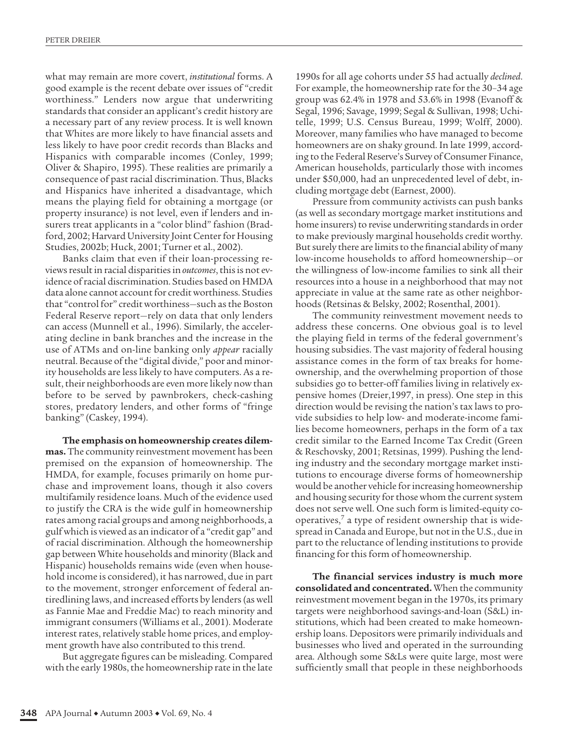what may remain are more covert, *institutional* forms. A good example is the recent debate over issues of "credit worthiness." Lenders now argue that underwriting standards that consider an applicant's credit history are a necessary part of any review process. It is well known that Whites are more likely to have financial assets and less likely to have poor credit records than Blacks and Hispanics with comparable incomes (Conley, 1999; Oliver & Shapiro, 1995). These realities are primarily a consequence of past racial discrimination. Thus, Blacks and Hispanics have inherited a disadvantage, which means the playing field for obtaining a mortgage (or property insurance) is not level, even if lenders and insurers treat applicants in a "color blind" fashion (Bradford, 2002; Harvard University Joint Center for Housing Studies, 2002b; Huck, 2001; Turner et al., 2002).

Banks claim that even if their loan-processing reviews result in racial disparities in *outcomes*, this is not evidence of racial discrimination. Studies based on HMDA data alone cannot account for credit worthiness. Studies that "control for" credit worthiness—such as the Boston Federal Reserve report—rely on data that only lenders can access (Munnell et al., 1996). Similarly, the accelerating decline in bank branches and the increase in the use of ATMs and on-line banking only *appear* racially neutral. Because of the "digital divide," poor and minority households are less likely to have computers. As a result, their neighborhoods are even more likely now than before to be served by pawnbrokers, check-cashing stores, predatory lenders, and other forms of "fringe banking" (Caskey, 1994).

**The emphasis on homeownership creates dilemmas.** The community reinvestment movement has been premised on the expansion of homeownership. The HMDA, for example, focuses primarily on home purchase and improvement loans, though it also covers multifamily residence loans. Much of the evidence used to justify the CRA is the wide gulf in homeownership rates among racial groups and among neighborhoods, a gulf which is viewed as an indicator of a "credit gap" and of racial discrimination. Although the homeownership gap between White households and minority (Black and Hispanic) households remains wide (even when household income is considered), it has narrowed, due in part to the movement, stronger enforcement of federal antiredlining laws, and increased efforts by lenders (as well as Fannie Mae and Freddie Mac) to reach minority and immigrant consumers (Williams et al., 2001). Moderate interest rates, relatively stable home prices, and employment growth have also contributed to this trend.

But aggregate figures can be misleading. Compared with the early 1980s, the homeownership rate in the late 1990s for all age cohorts under 55 had actually *declined*. For example, the homeownership rate for the 30–34 age group was 62.4% in 1978 and 53.6% in 1998 (Evanoff & Segal, 1996; Savage, 1999; Segal & Sullivan, 1998; Uchitelle, 1999; U.S. Census Bureau, 1999; Wolff, 2000). Moreover, many families who have managed to become homeowners are on shaky ground. In late 1999, according to the Federal Reserve's Survey of Consumer Finance, American households, particularly those with incomes under \$50,000, had an unprecedented level of debt, including mortgage debt (Earnest, 2000).

Pressure from community activists can push banks (as well as secondary mortgage market institutions and home insurers) to revise underwriting standards in order to make previously marginal households credit worthy. But surely there are limits to the financial ability of many low-income households to afford homeownership—or the willingness of low-income families to sink all their resources into a house in a neighborhood that may not appreciate in value at the same rate as other neighborhoods (Retsinas & Belsky, 2002; Rosenthal, 2001).

The community reinvestment movement needs to address these concerns. One obvious goal is to level the playing field in terms of the federal government's housing subsidies. The vast majority of federal housing assistance comes in the form of tax breaks for homeownership, and the overwhelming proportion of those subsidies go to better-off families living in relatively expensive homes (Dreier,1997, in press). One step in this direction would be revising the nation's tax laws to provide subsidies to help low- and moderate-income families become homeowners, perhaps in the form of a tax credit similar to the Earned Income Tax Credit (Green & Reschovsky, 2001; Retsinas, 1999). Pushing the lending industry and the secondary mortgage market institutions to encourage diverse forms of homeownership would be another vehicle for increasing homeownership and housing security for those whom the current system does not serve well. One such form is limited-equity cooperatives,[7] a type of resident ownership that is widespread in Canada and Europe, but not in the U.S., due in part to the reluctance of lending institutions to provide financing for this form of homeownership.

**The financial services industry is much more consolidated and concentrated.** When the community reinvestment movement began in the 1970s, its primary targets were neighborhood savings-and-loan (S&L) institutions, which had been created to make homeownership loans. Depositors were primarily individuals and businesses who lived and operated in the surrounding area. Although some S&Ls were quite large, most were sufficiently small that people in these neighborhoods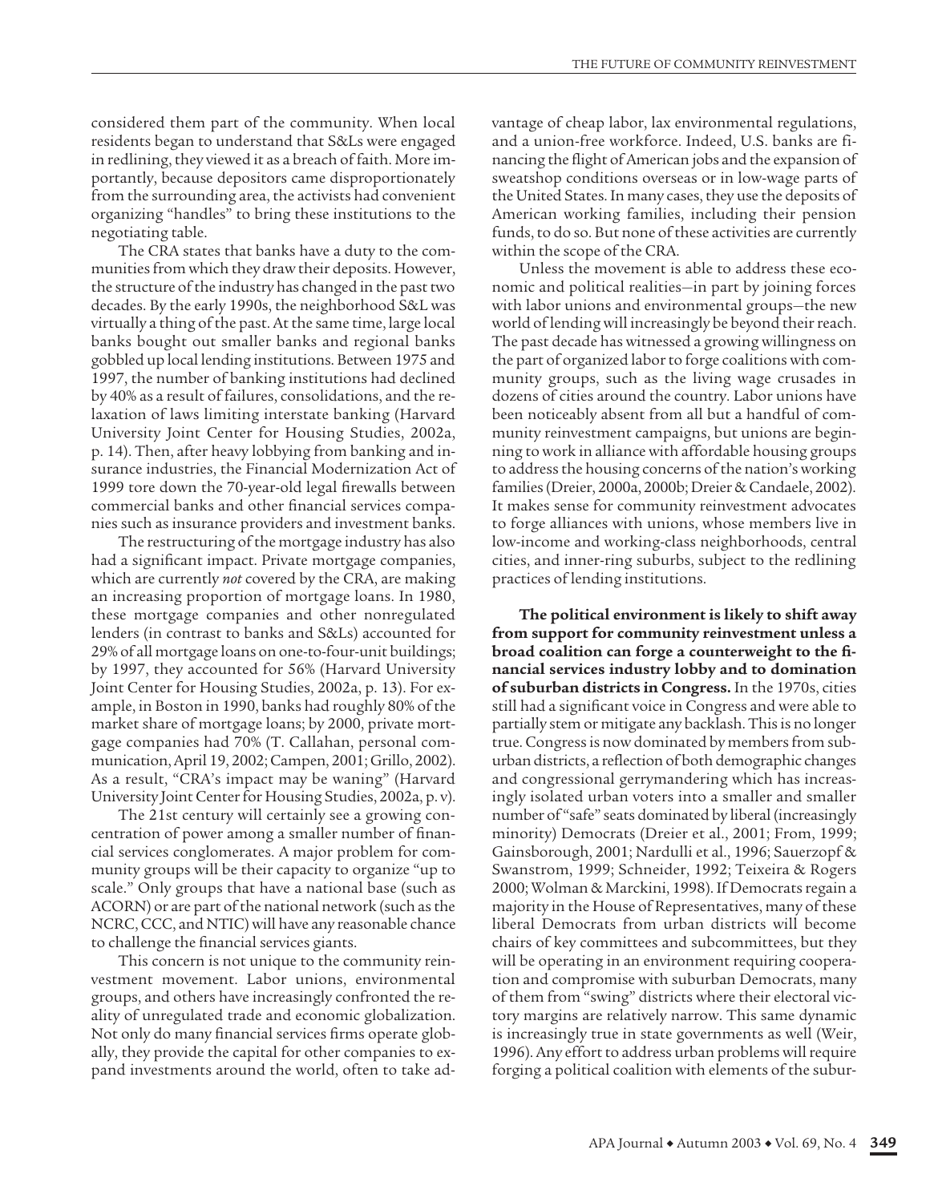considered them part of the community. When local residents began to understand that S&Ls were engaged in redlining, they viewed it as a breach of faith. More importantly, because depositors came disproportionately from the surrounding area, the activists had convenient organizing "handles" to bring these institutions to the negotiating table.

The CRA states that banks have a duty to the communities from which they draw their deposits. However, the structure of the industry has changed in the past two decades. By the early 1990s, the neighborhood S&L was virtually a thing of the past. At the same time, large local banks bought out smaller banks and regional banks gobbled up local lending institutions. Between 1975 and 1997, the number of banking institutions had declined by 40% as a result of failures, consolidations, and the relaxation of laws limiting interstate banking (Harvard University Joint Center for Housing Studies, 2002a, p. 14). Then, after heavy lobbying from banking and insurance industries, the Financial Modernization Act of 1999 tore down the 70-year-old legal firewalls between commercial banks and other financial services companies such as insurance providers and investment banks.

The restructuring of the mortgage industry has also had a significant impact. Private mortgage companies, which are currently *not* covered by the CRA, are making an increasing proportion of mortgage loans. In 1980, these mortgage companies and other nonregulated lenders (in contrast to banks and S&Ls) accounted for 29% of all mortgage loans on one-to-four-unit buildings; by 1997, they accounted for 56% (Harvard University Joint Center for Housing Studies, 2002a, p. 13). For example, in Boston in 1990, banks had roughly 80% of the market share of mortgage loans; by 2000, private mortgage companies had 70% (T. Callahan, personal communication, April 19, 2002; Campen, 2001; Grillo, 2002). As a result, "CRA's impact may be waning" (Harvard University Joint Center for Housing Studies, 2002a, p. v).

The 21st century will certainly see a growing concentration of power among a smaller number of financial services conglomerates. A major problem for community groups will be their capacity to organize "up to scale." Only groups that have a national base (such as ACORN) or are part of the national network (such as the NCRC, CCC, and NTIC) will have any reasonable chance to challenge the financial services giants.

This concern is not unique to the community reinvestment movement. Labor unions, environmental groups, and others have increasingly confronted the reality of unregulated trade and economic globalization. Not only do many financial services firms operate globally, they provide the capital for other companies to expand investments around the world, often to take advantage of cheap labor, lax environmental regulations, and a union-free workforce. Indeed, U.S. banks are financing the flight of American jobs and the expansion of sweatshop conditions overseas or in low-wage parts of the United States. In many cases, they use the deposits of American working families, including their pension funds, to do so. But none of these activities are currently within the scope of the CRA.

Unless the movement is able to address these economic and political realities—in part by joining forces with labor unions and environmental groups—the new world of lending will increasingly be beyond their reach. The past decade has witnessed a growing willingness on the part of organized labor to forge coalitions with community groups, such as the living wage crusades in dozens of cities around the country. Labor unions have been noticeably absent from all but a handful of community reinvestment campaigns, but unions are beginning to work in alliance with affordable housing groups to address the housing concerns of the nation's working families (Dreier, 2000a, 2000b; Dreier & Candaele, 2002). It makes sense for community reinvestment advocates to forge alliances with unions, whose members live in low-income and working-class neighborhoods, central cities, and inner-ring suburbs, subject to the redlining practices of lending institutions.

**The political environment is likely to shift away from support for community reinvestment unless a broad coalition can forge a counterweight to the financial services industry lobby and to domination of suburban districts in Congress.** In the 1970s, cities still had a significant voice in Congress and were able to partially stem or mitigate any backlash. This is no longer true. Congress is now dominated by members from suburban districts, a reflection of both demographic changes and congressional gerrymandering which has increasingly isolated urban voters into a smaller and smaller number of "safe" seats dominated by liberal (increasingly minority) Democrats (Dreier et al., 2001; From, 1999; Gainsborough, 2001; Nardulli et al., 1996; Sauerzopf & Swanstrom, 1999; Schneider, 1992; Teixeira & Rogers 2000; Wolman & Marckini, 1998). If Democrats regain a majority in the House of Representatives, many of these liberal Democrats from urban districts will become chairs of key committees and subcommittees, but they will be operating in an environment requiring cooperation and compromise with suburban Democrats, many of them from "swing" districts where their electoral victory margins are relatively narrow. This same dynamic is increasingly true in state governments as well (Weir, 1996). Any effort to address urban problems will require forging a political coalition with elements of the subur-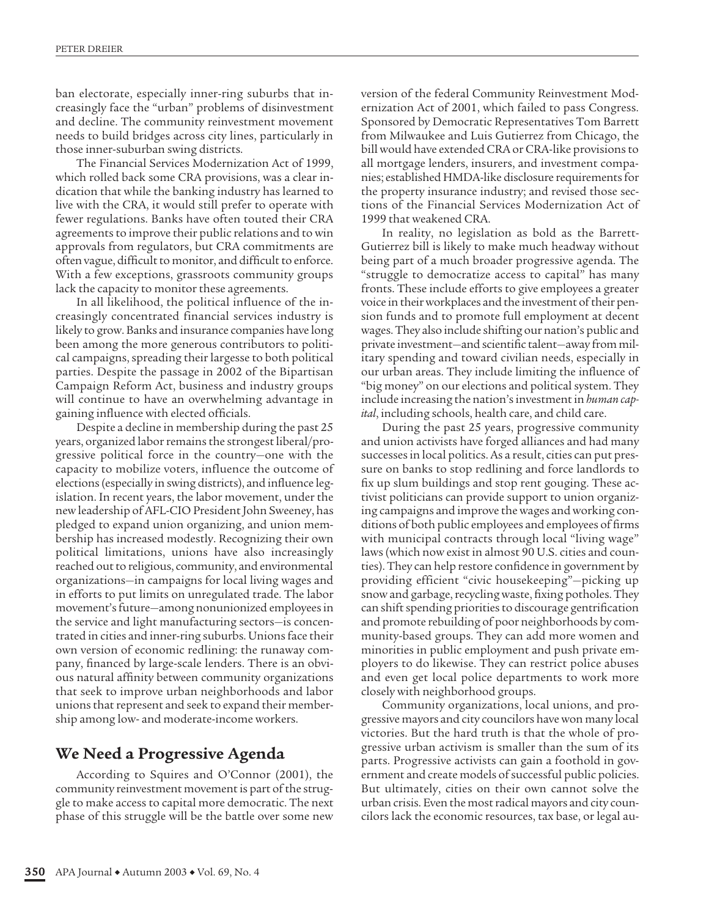ban electorate, especially inner-ring suburbs that increasingly face the "urban" problems of disinvestment and decline. The community reinvestment movement needs to build bridges across city lines, particularly in those inner-suburban swing districts.

The Financial Services Modernization Act of 1999, which rolled back some CRA provisions, was a clear indication that while the banking industry has learned to live with the CRA, it would still prefer to operate with fewer regulations. Banks have often touted their CRA agreements to improve their public relations and to win approvals from regulators, but CRA commitments are often vague, difficult to monitor, and difficult to enforce. With a few exceptions, grassroots community groups lack the capacity to monitor these agreements.

In all likelihood, the political influence of the increasingly concentrated financial services industry is likely to grow. Banks and insurance companies have long been among the more generous contributors to political campaigns, spreading their largesse to both political parties. Despite the passage in 2002 of the Bipartisan Campaign Reform Act, business and industry groups will continue to have an overwhelming advantage in gaining influence with elected officials.

Despite a decline in membership during the past 25 years, organized labor remains the strongest liberal/progressive political force in the country—one with the capacity to mobilize voters, influence the outcome of elections (especially in swing districts), and influence legislation. In recent years, the labor movement, under the new leadership of AFL-CIO President John Sweeney, has pledged to expand union organizing, and union membership has increased modestly. Recognizing their own political limitations, unions have also increasingly reached out to religious, community, and environmental organizations—in campaigns for local living wages and in efforts to put limits on unregulated trade. The labor movement's future—among nonunionized employees in the service and light manufacturing sectors—is concentrated in cities and inner-ring suburbs. Unions face their own version of economic redlining: the runaway company, financed by large-scale lenders. There is an obvious natural affinity between community organizations that seek to improve urban neighborhoods and labor unions that represent and seek to expand their membership among low- and moderate-income workers.

## We Need a Progressive Agenda

According to Squires and O'Connor (2001), the community reinvestment movement is part of the struggle to make access to capital more democratic. The next phase of this struggle will be the battle over some new version of the federal Community Reinvestment Modernization Act of 2001, which failed to pass Congress. Sponsored by Democratic Representatives Tom Barrett from Milwaukee and Luis Gutierrez from Chicago, the bill would have extended CRA or CRA-like provisions to all mortgage lenders, insurers, and investment companies; established HMDA-like disclosure requirements for the property insurance industry; and revised those sections of the Financial Services Modernization Act of 1999 that weakened CRA.

In reality, no legislation as bold as the Barrett-Gutierrez bill is likely to make much headway without being part of a much broader progressive agenda. The "struggle to democratize access to capital" has many fronts. These include efforts to give employees a greater voice in their workplaces and the investment of their pension funds and to promote full employment at decent wages. They also include shifting our nation's public and private investment—and scientific talent—away from military spending and toward civilian needs, especially in our urban areas. They include limiting the influence of "big money" on our elections and political system. They include increasing the nation's investment in *human capital*, including schools, health care, and child care.

During the past 25 years, progressive community and union activists have forged alliances and had many successes in local politics. As a result, cities can put pressure on banks to stop redlining and force landlords to fix up slum buildings and stop rent gouging. These activist politicians can provide support to union organizing campaigns and improve the wages and working conditions of both public employees and employees of firms with municipal contracts through local "living wage" laws (which now exist in almost 90 U.S. cities and counties). They can help restore confidence in government by providing efficient "civic housekeeping"—picking up snow and garbage, recycling waste, fixing potholes. They can shift spending priorities to discourage gentrification and promote rebuilding of poor neighborhoods by community-based groups. They can add more women and minorities in public employment and push private employers to do likewise. They can restrict police abuses and even get local police departments to work more closely with neighborhood groups.

Community organizations, local unions, and progressive mayors and city councilors have won many local victories. But the hard truth is that the whole of progressive urban activism is smaller than the sum of its parts. Progressive activists can gain a foothold in government and create models of successful public policies. But ultimately, cities on their own cannot solve the urban crisis. Even the most radical mayors and city councilors lack the economic resources, tax base, or legal au-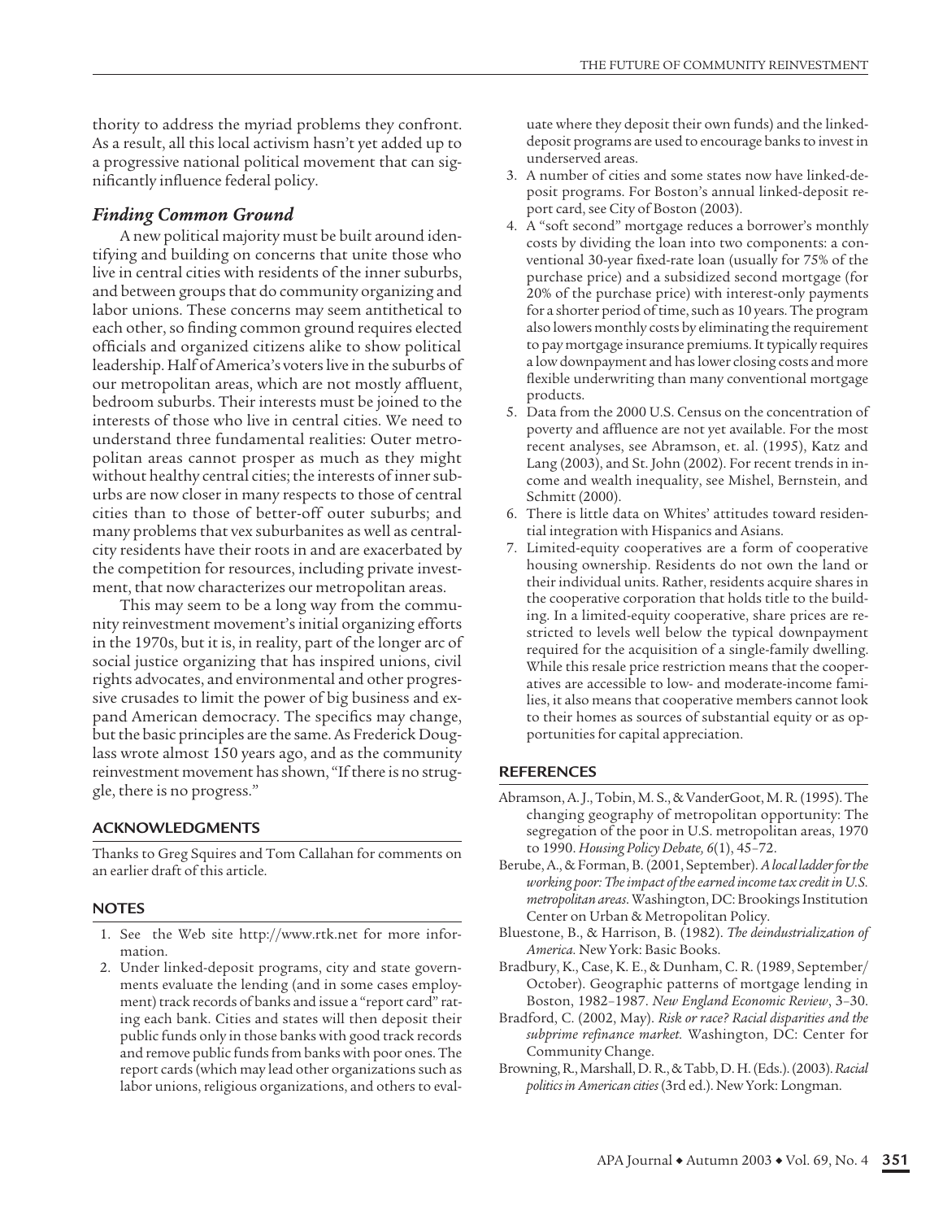thority to address the myriad problems they confront. As a result, all this local activism hasn't yet added up to a progressive national political movement that can significantly influence federal policy.

### *Finding Common Ground*

A new political majority must be built around identifying and building on concerns that unite those who live in central cities with residents of the inner suburbs, and between groups that do community organizing and labor unions. These concerns may seem antithetical to each other, so finding common ground requires elected officials and organized citizens alike to show political leadership. Half of America's voters live in the suburbs of our metropolitan areas, which are not mostly affluent, bedroom suburbs. Their interests must be joined to the interests of those who live in central cities. We need to understand three fundamental realities: Outer metropolitan areas cannot prosper as much as they might without healthy central cities; the interests of inner suburbs are now closer in many respects to those of central cities than to those of better-off outer suburbs; and many problems that vex suburbanites as well as central-city residents have their roots in and are exacerbated by the competition for resources, including private investment, that now characterizes our metropolitan areas.

This may seem to be a long way from the community reinvestment movement's initial organizing efforts in the 1970s, but it is, in reality, part of the longer arc of social justice organizing that has inspired unions, civil rights advocates, and environmental and other progressive crusades to limit the power of big business and expand American democracy. The specifics may change, but the basic principles are the same. As Frederick Douglass wrote almost 150 years ago, and as the community reinvestment movement has shown, "If there is no struggle, there is no progress."

## ACKNOWLEDGMENTS

Thanks to Greg Squires and Tom Callahan for comments on an earlier draft of this article.

## NOTES

1. See the Web site http://www.rtk.net for more information.
2. Under linked-deposit programs, city and state governments evaluate the lending (and in some cases employment) track records of banks and issue a "report card" rating each bank. Cities and states will then deposit their public funds only in those banks with good track records and remove public funds from banks with poor ones. The report cards (which may lead other organizations such as labor unions, religious organizations, and others to evaluate where they deposit their own funds) and the linked-deposit programs are used to encourage banks to invest in underserved areas.
3. A number of cities and some states now have linked-deposit programs. For Boston's annual linked-deposit report card, see City of Boston (2003).
4. A "soft second" mortgage reduces a borrower's monthly costs by dividing the loan into two components: a conventional 30-year fixed-rate loan (usually for 75% of the purchase price) and a subsidized second mortgage (for 20% of the purchase price) with interest-only payments for a shorter period of time, such as 10 years. The program also lowers monthly costs by eliminating the requirement to pay mortgage insurance premiums. It typically requires a low downpayment and has lower closing costs and more flexible underwriting than many conventional mortgage products.
5. Data from the 2000 U.S. Census on the concentration of poverty and affluence are not yet available. For the most recent analyses, see Abramson, et. al. (1995), Katz and Lang (2003), and St. John (2002). For recent trends in income and wealth inequality, see Mishel, Bernstein, and Schmitt (2000).
6. There is little data on Whites' attitudes toward residential integration with Hispanics and Asians.
7. Limited-equity cooperatives are a form of cooperative housing ownership. Residents do not own the land or their individual units. Rather, residents acquire shares in the cooperative corporation that holds title to the building. In a limited-equity cooperative, share prices are restricted to levels well below the typical downpayment required for the acquisition of a single-family dwelling. While this resale price restriction means that the cooperatives are accessible to low- and moderate-income families, it also means that cooperative members cannot look to their homes as sources of substantial equity or as opportunities for capital appreciation.

## REFERENCES

Abramson, A. J., Tobin, M. S., & VanderGoot, M. R. (1995). The changing geography of metropolitan opportunity: The segregation of the poor in U.S. metropolitan areas, 1970 to 1990. *Housing Policy Debate, 6*(1), 45–72.

Berube, A., & Forman, B. (2001, September). *A local ladder for the working poor: The impact of the earned income tax credit in U.S. metropolitan areas*. Washington, DC: Brookings Institution Center on Urban & Metropolitan Policy.

Bluestone, B., & Harrison, B. (1982). *The deindustrialization of America.* New York: Basic Books.

Bradbury, K., Case, K. E., & Dunham, C. R. (1989, September/October). Geographic patterns of mortgage lending in Boston, 1982–1987. *New England Economic Review*, 3–30.

Bradford, C. (2002, May). *Risk or race? Racial disparities and the subprime refinance market.* Washington, DC: Center for Community Change.

Browning, R., Marshall, D. R., & Tabb, D. H. (Eds.). (2003). *Racial politics in American cities* (3rd ed.). New York: Longman.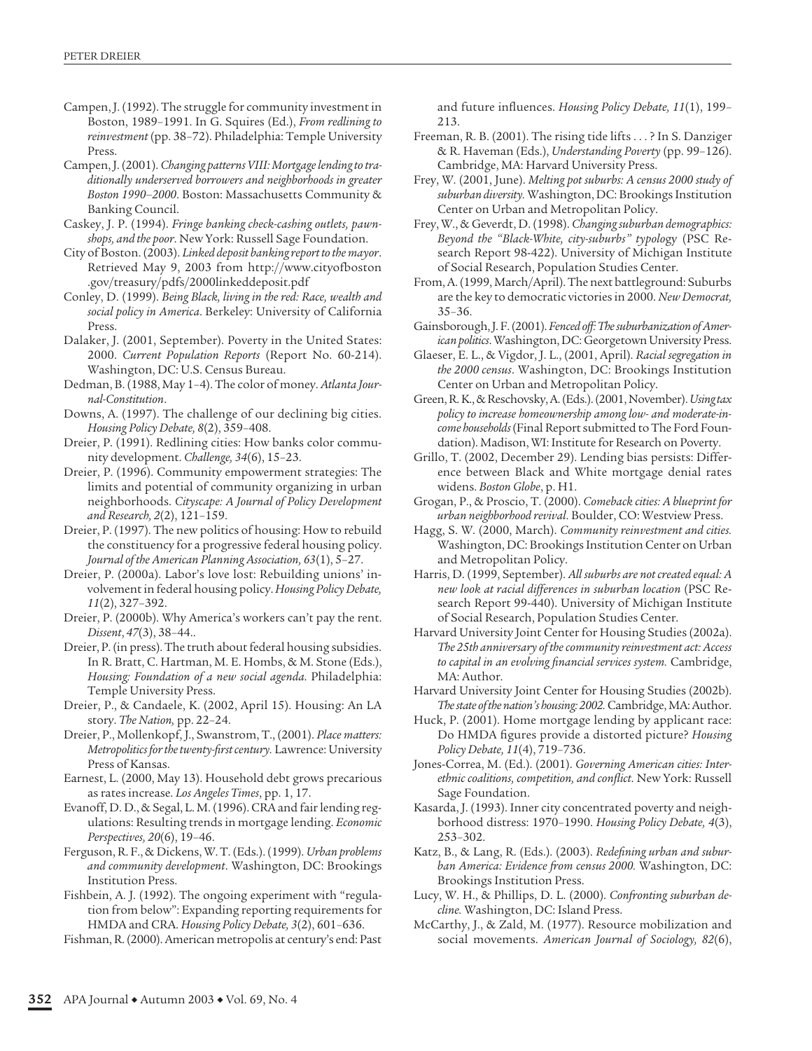Campen, J. (1992). The struggle for community investment in Boston, 1989–1991. In G. Squires (Ed.), *From redlining to reinvestment* (pp. 38–72). Philadelphia: Temple University Press.

Campen, J. (2001). *Changing patterns VIII: Mortgage lending to traditionally underserved borrowers and neighborhoods in greater Boston 1990–2000*. Boston: Massachusetts Community & Banking Council.

Caskey, J. P. (1994). *Fringe banking check-cashing outlets, pawnshops, and the poor*. New York: Russell Sage Foundation.

City of Boston. (2003). *Linked deposit banking report to the mayor*. Retrieved May 9, 2003 from http://www.cityofboston.gov/treasury/pdfs/2000linkeddeposit.pdf

Conley, D. (1999). *Being Black, living in the red: Race, wealth and social policy in America*. Berkeley: University of California Press.

Dalaker, J. (2001, September). Poverty in the United States: 2000. *Current Population Reports* (Report No. 60-214). Washington, DC: U.S. Census Bureau.

Dedman, B. (1988, May 1–4). The color of money. *Atlanta Journal-Constitution*.

Downs, A. (1997). The challenge of our declining big cities. *Housing Policy Debate, 8*(2), 359–408.

Dreier, P. (1991). Redlining cities: How banks color community development. *Challenge, 34*(6), 15–23.

Dreier, P. (1996). Community empowerment strategies: The limits and potential of community organizing in urban neighborhoods. *Cityscape: A Journal of Policy Development and Research, 2*(2), 121–159.

Dreier, P. (1997). The new politics of housing: How to rebuild the constituency for a progressive federal housing policy. *Journal of the American Planning Association, 63*(1), 5–27.

Dreier, P. (2000a). Labor's love lost: Rebuilding unions' involvement in federal housing policy. *Housing Policy Debate, 11*(2), 327–392.

Dreier, P. (2000b). Why America's workers can't pay the rent. *Dissent*, *47*(3), 38–44..

Dreier, P. (in press). The truth about federal housing subsidies. In R. Bratt, C. Hartman, M. E. Hombs, & M. Stone (Eds.), *Housing: Foundation of a new social agenda*. Philadelphia: Temple University Press.

Dreier, P., & Candaele, K. (2002, April 15). Housing: An LA story. *The Nation,* pp. 22–24.

Dreier, P., Mollenkopf, J., Swanstrom, T., (2001). *Place matters: Metropolitics for the twenty-first century.* Lawrence: University Press of Kansas.

Earnest, L. (2000, May 13). Household debt grows precarious as rates increase. *Los Angeles Times*, pp. 1, 17.

Evanoff, D. D., & Segal, L. M. (1996). CRA and fair lending regulations: Resulting trends in mortgage lending. *Economic Perspectives, 20*(6), 19–46.

Ferguson, R. F., & Dickens, W. T. (Eds.). (1999). *Urban problems and community development*. Washington, DC: Brookings Institution Press.

Fishbein, A. J. (1992). The ongoing experiment with "regulation from below": Expanding reporting requirements for HMDA and CRA. *Housing Policy Debate, 3*(2), 601–636.

Fishman, R. (2000). American metropolis at century's end: Past and future influences. *Housing Policy Debate, 11*(1), 199–213.

Freeman, R. B. (2001). The rising tide lifts . . . ? In S. Danziger & R. Haveman (Eds.), *Understanding Poverty* (pp. 99–126). Cambridge, MA: Harvard University Press.

Frey, W. (2001, June). *Melting pot suburbs: A census 2000 study of suburban diversity.* Washington, DC: Brookings Institution Center on Urban and Metropolitan Policy.

Frey, W., & Geverdt, D. (1998). *Changing suburban demographics: Beyond the "Black-White, city-suburbs" typology* (PSC Research Report 98-422). University of Michigan Institute of Social Research, Population Studies Center.

From, A. (1999, March/April). The next battleground: Suburbs are the key to democratic victories in 2000. *New Democrat,* 35–36.

Gainsborough, J. F. (2001). *Fenced off: The suburbanization of American politics*. Washington, DC: Georgetown University Press.

Glaeser, E. L., & Vigdor, J. L., (2001, April). *Racial segregation in the 2000 census*. Washington, DC: Brookings Institution Center on Urban and Metropolitan Policy.

Green, R. K., & Reschovsky, A. (Eds.). (2001, November). *Using tax policy to increase homeownership among low- and moderate-income households* (Final Report submitted to The Ford Foundation). Madison, WI: Institute for Research on Poverty.

Grillo, T. (2002, December 29). Lending bias persists: Difference between Black and White mortgage denial rates widens. *Boston Globe*, p. H1.

Grogan, P., & Proscio, T. (2000). *Comeback cities: A blueprint for urban neighborhood revival*. Boulder, CO: Westview Press.

Hagg, S. W. (2000, March). *Community reinvestment and cities.* Washington, DC: Brookings Institution Center on Urban and Metropolitan Policy.

Harris, D. (1999, September). *All suburbs are not created equal: A new look at racial differences in suburban location* (PSC Research Report 99-440). University of Michigan Institute of Social Research, Population Studies Center.

Harvard University Joint Center for Housing Studies (2002a). *The 25th anniversary of the community reinvestment act: Access to capital in an evolving financial services system.* Cambridge, MA: Author.

Harvard University Joint Center for Housing Studies (2002b). *The state of the nation's housing: 2002.* Cambridge, MA: Author.

Huck, P. (2001). Home mortgage lending by applicant race: Do HMDA figures provide a distorted picture? *Housing Policy Debate, 11*(4), 719–736.

Jones-Correa, M. (Ed.). (2001). *Governing American cities: Interethnic coalitions, competition, and conflict*. New York: Russell Sage Foundation.

Kasarda, J. (1993). Inner city concentrated poverty and neighborhood distress: 1970–1990. *Housing Policy Debate, 4*(3), 253–302.

Katz, B., & Lang, R. (Eds.). (2003). *Redefining urban and suburban America: Evidence from census 2000.* Washington, DC: Brookings Institution Press.

Lucy, W. H., & Phillips, D. L. (2000). *Confronting suburban decline.* Washington, DC: Island Press.

McCarthy, J., & Zald, M. (1977). Resource mobilization and social movements. *American Journal of Sociology, 82*(6),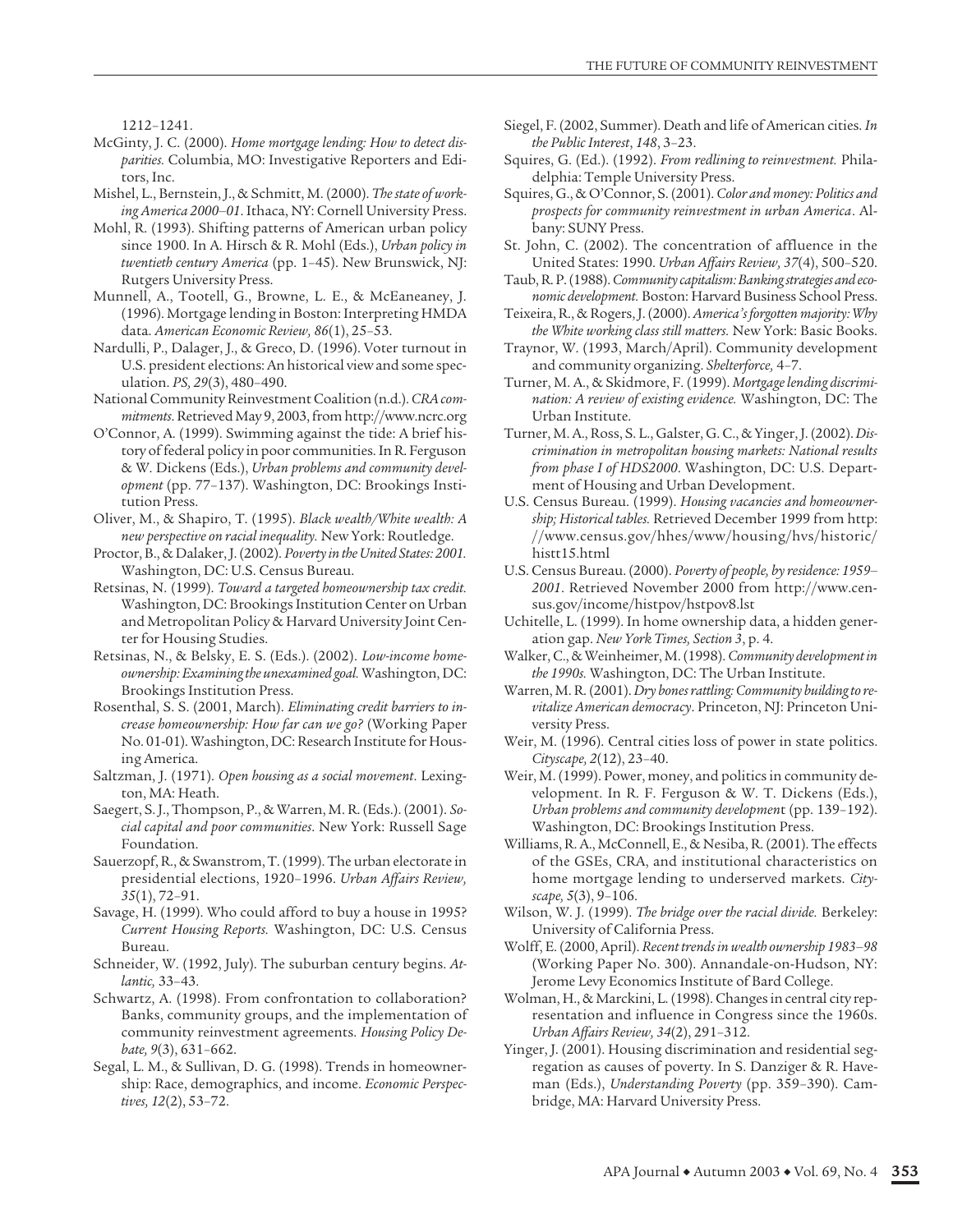1212–1241.

McGinty, J. C. (2000). *Home mortgage lending: How to detect disparities.* Columbia, MO: Investigative Reporters and Editors, Inc.

Mishel, L., Bernstein, J., & Schmitt, M. (2000). *The state of working America 2000–01*. Ithaca, NY: Cornell University Press.

Mohl, R. (1993). Shifting patterns of American urban policy since 1900. In A. Hirsch & R. Mohl (Eds.), *Urban policy in twentieth century America* (pp. 1–45). New Brunswick, NJ: Rutgers University Press.

Munnell, A., Tootell, G., Browne, L. E., & McEaneaney, J. (1996). Mortgage lending in Boston: Interpreting HMDA data. *American Economic Review, 86*(1), 25–53.

Nardulli, P., Dalager, J., & Greco, D. (1996). Voter turnout in U.S. president elections: An historical view and some speculation. *PS, 29*(3), 480–490.

National Community Reinvestment Coalition (n.d.). *CRA commitments*. Retrieved May 9, 2003, from http://www.ncrc.org

O'Connor, A. (1999). Swimming against the tide: A brief history of federal policy in poor communities. In R. Ferguson & W. Dickens (Eds.), *Urban problems and community development* (pp. 77–137). Washington, DC: Brookings Institution Press.

Oliver, M., & Shapiro, T. (1995). *Black wealth/White wealth: A new perspective on racial inequality.* New York: Routledge.

Proctor, B., & Dalaker, J. (2002). *Poverty in the United States: 2001.* Washington, DC: U.S. Census Bureau.

Retsinas, N. (1999). *Toward a targeted homeownership tax credit.* Washington, DC: Brookings Institution Center on Urban and Metropolitan Policy & Harvard University Joint Center for Housing Studies.

Retsinas, N., & Belsky, E. S. (Eds.). (2002). *Low-income homeownership: Examining the unexamined goal.* Washington, DC: Brookings Institution Press.

Rosenthal, S. S. (2001, March). *Eliminating credit barriers to increase homeownership: How far can we go?* (Working Paper No. 01-01). Washington, DC: Research Institute for Housing America.

Saltzman, J. (1971). *Open housing as a social movement*. Lexington, MA: Heath.

Saegert, S. J., Thompson, P., & Warren, M. R. (Eds.). (2001). *Social capital and poor communities*. New York: Russell Sage Foundation.

Sauerzopf, R., & Swanstrom, T. (1999). The urban electorate in presidential elections, 1920–1996. *Urban Affairs Review, 35*(1), 72–91.

Savage, H. (1999). Who could afford to buy a house in 1995? *Current Housing Reports.* Washington, DC: U.S. Census Bureau.

Schneider, W. (1992, July). The suburban century begins. *Atlantic,* 33–43.

Schwartz, A. (1998). From confrontation to collaboration? Banks, community groups, and the implementation of community reinvestment agreements. *Housing Policy Debate, 9*(3), 631–662.

Segal, L. M., & Sullivan, D. G. (1998). Trends in homeownership: Race, demographics, and income. *Economic Perspectives, 12*(2), 53–72.

Siegel, F. (2002, Summer). Death and life of American cities. *In the Public Interest*, *148*, 3–23.

Squires, G. (Ed.). (1992). *From redlining to reinvestment.* Philadelphia: Temple University Press.

Squires, G., & O'Connor, S. (2001). *Color and money: Politics and prospects for community reinvestment in urban America*. Albany: SUNY Press.

St. John, C. (2002). The concentration of affluence in the United States: 1990. *Urban Affairs Review, 37*(4), 500–520.

Taub, R. P. (1988). *Community capitalism: Banking strategies and economic development.* Boston: Harvard Business School Press.

Teixeira, R., & Rogers, J. (2000). *America's forgotten majority: Why the White working class still matters.* New York: Basic Books.

Traynor, W. (1993, March/April). Community development and community organizing. *Shelterforce,* 4–7.

Turner, M. A., & Skidmore, F. (1999). *Mortgage lending discrimination: A review of existing evidence.* Washington, DC: The Urban Institute.

Turner, M. A., Ross, S. L., Galster, G. C., & Yinger, J. (2002). *Discrimination in metropolitan housing markets: National results from phase I of HDS2000.* Washington, DC: U.S. Department of Housing and Urban Development.

U.S. Census Bureau. (1999). *Housing vacancies and homeownership; Historical tables.* Retrieved December 1999 from http://www.census.gov/hhes/www/housing/hvs/historic/histt15.html

U.S. Census Bureau. (2000). *Poverty of people, by residence: 1959–2001*. Retrieved November 2000 from http://www.census.gov/income/histpov/hstpov8.lst

Uchitelle, L. (1999). In home ownership data, a hidden generation gap. *New York Times, Section 3*, p. 4.

Walker, C., & Weinheimer, M. (1998). *Community development in the 1990s.* Washington, DC: The Urban Institute.

Warren, M. R. (2001). *Dry bones rattling: Community building to revitalize American democracy*. Princeton, NJ: Princeton University Press.

Weir, M. (1996). Central cities loss of power in state politics. *Cityscape, 2*(12), 23–40.

Weir, M. (1999). Power, money, and politics in community development. In R. F. Ferguson & W. T. Dickens (Eds.), *Urban problems and community development* (pp. 139–192). Washington, DC: Brookings Institution Press.

Williams, R. A., McConnell, E., & Nesiba, R. (2001). The effects of the GSEs, CRA, and institutional characteristics on home mortgage lending to underserved markets. *Cityscape, 5*(3), 9–106.

Wilson, W. J. (1999). *The bridge over the racial divide.* Berkeley: University of California Press.

Wolff, E. (2000, April). *Recent trends in wealth ownership 1983–98* (Working Paper No. 300). Annandale-on-Hudson, NY: Jerome Levy Economics Institute of Bard College.

Wolman, H., & Marckini, L. (1998). Changes in central city representation and influence in Congress since the 1960s. *Urban Affairs Review, 34*(2), 291–312.

Yinger, J. (2001). Housing discrimination and residential segregation as causes of poverty. In S. Danziger & R. Haveman (Eds.), *Understanding Poverty* (pp. 359–390). Cambridge, MA: Harvard University Press.